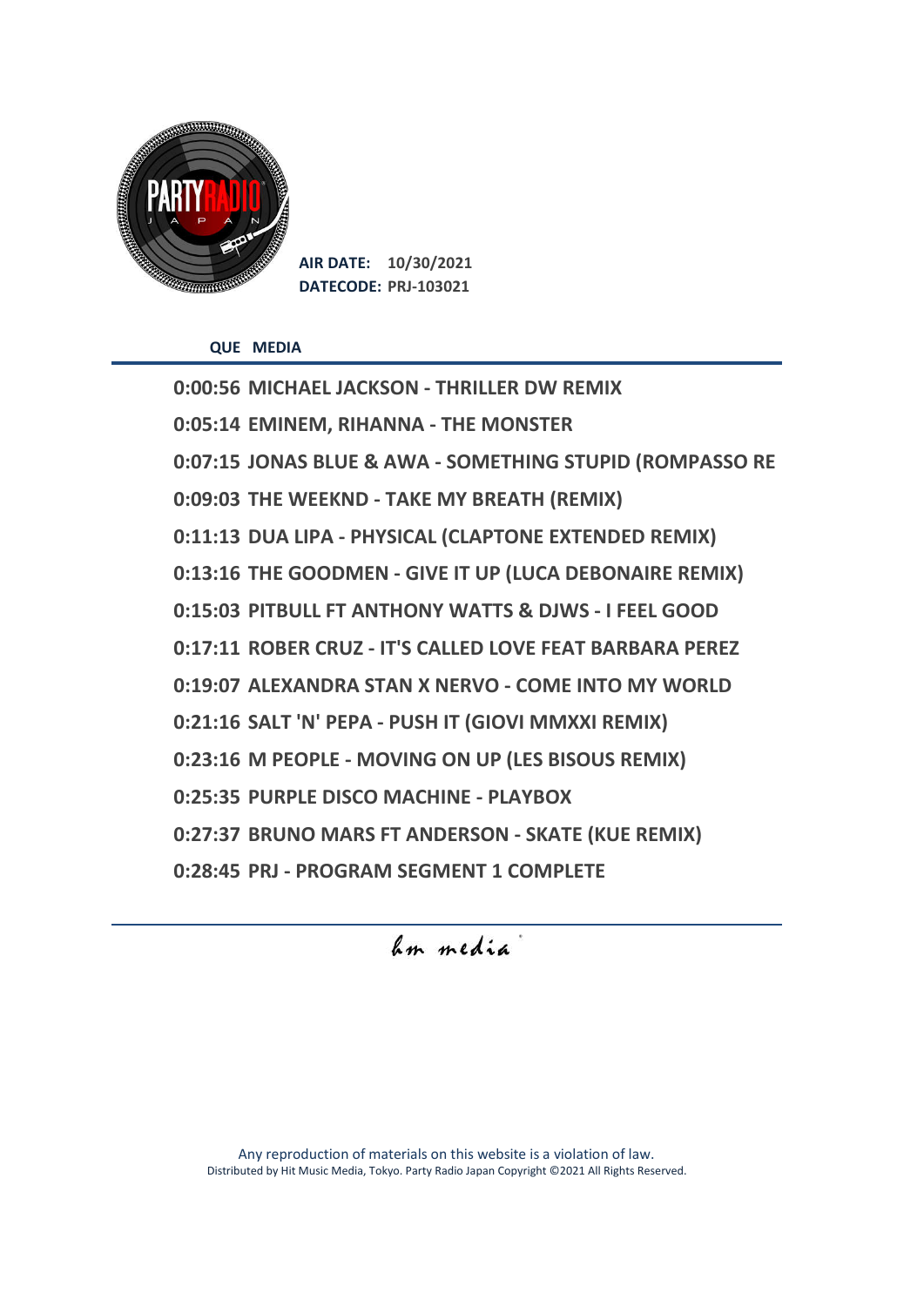**AIR DATE:** 10/30/2021
**DATECODE:** PRJ-103021

| QUE | MEDIA |
|---|---|
| 0:00:56 | MICHAEL JACKSON - THRILLER DW REMIX |
| 0:05:14 | EMINEM, RIHANNA - THE MONSTER |
| 0:07:15 | JONAS BLUE & AWA - SOMETHING STUPID (ROMPASSO RE |
| 0:09:03 | THE WEEKND - TAKE MY BREATH (REMIX) |
| 0:11:13 | DUA LIPA - PHYSICAL (CLAPTONE EXTENDED REMIX) |
| 0:13:16 | THE GOODMEN - GIVE IT UP (LUCA DEBONAIRE REMIX) |
| 0:15:03 | PITBULL FT ANTHONY WATTS & DJWS - I FEEL GOOD |
| 0:17:11 | ROBER CRUZ - IT'S CALLED LOVE FEAT BARBARA PEREZ |
| 0:19:07 | ALEXANDRA STAN X NERVO - COME INTO MY WORLD |
| 0:21:16 | SALT 'N' PEPA - PUSH IT (GIOVI MMXXI REMIX) |
| 0:23:16 | M PEOPLE - MOVING ON UP (LES BISOUS REMIX) |
| 0:25:35 | PURPLE DISCO MACHINE - PLAYBOX |
| 0:27:37 | BRUNO MARS FT ANDERSON - SKATE (KUE REMIX) |
| 0:28:45 | PRJ - PROGRAM SEGMENT 1 COMPLETE |

*hm media*

Any reproduction of materials on this website is a violation of law.
Distributed by Hit Music Media, Tokyo. Party Radio Japan Copyright ©2021 All Rights Reserved.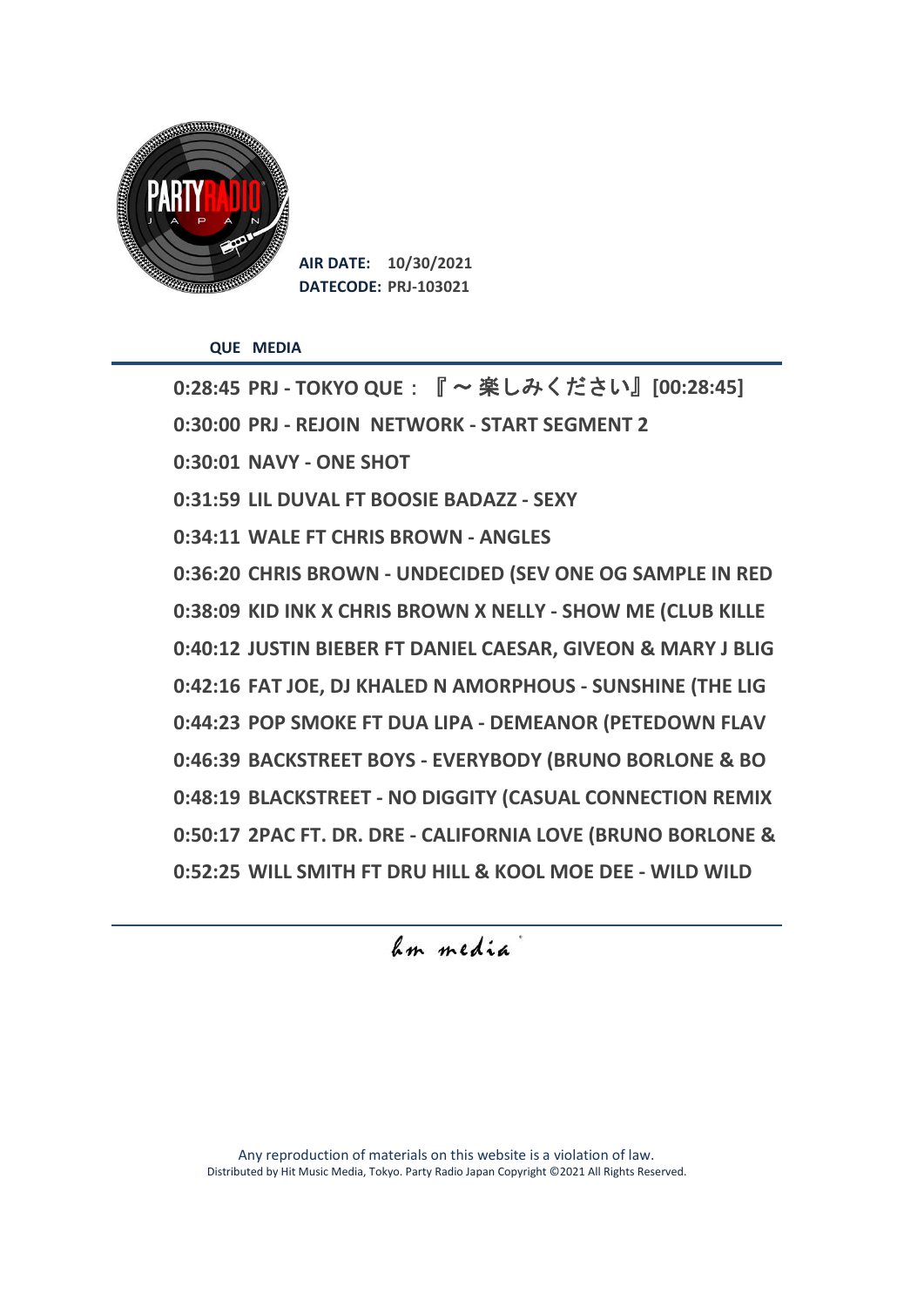**AIR DATE:** 10/30/2021
**DATECODE:** PRJ-103021

| QUE | MEDIA |
| --- | --- |
| 0:28:45 | PRJ - TOKYO QUE：『～楽しみください』[00:28:45] |
| 0:30:00 | PRJ - REJOIN NETWORK - START SEGMENT 2 |
| 0:30:01 | NAVY - ONE SHOT |
| 0:31:59 | LIL DUVAL FT BOOSIE BADAZZ - SEXY |
| 0:34:11 | WALE FT CHRIS BROWN - ANGLES |
| 0:36:20 | CHRIS BROWN - UNDECIDED (SEV ONE OG SAMPLE IN RED |
| 0:38:09 | KID INK X CHRIS BROWN X NELLY - SHOW ME (CLUB KILLE |
| 0:40:12 | JUSTIN BIEBER FT DANIEL CAESAR, GIVEON & MARY J BLIG |
| 0:42:16 | FAT JOE, DJ KHALED N AMORPHOUS - SUNSHINE (THE LIG |
| 0:44:23 | POP SMOKE FT DUA LIPA - DEMEANOR (PETEDOWN FLAV |
| 0:46:39 | BACKSTREET BOYS - EVERYBODY (BRUNO BORLONE & BO |
| 0:48:19 | BLACKSTREET - NO DIGGITY (CASUAL CONNECTION REMIX |
| 0:50:17 | 2PAC FT. DR. DRE - CALIFORNIA LOVE (BRUNO BORLONE & |
| 0:52:25 | WILL SMITH FT DRU HILL & KOOL MOE DEE - WILD WILD |

hm media

Any reproduction of materials on this website is a violation of law.
Distributed by Hit Music Media, Tokyo. Party Radio Japan Copyright ©2021 All Rights Reserved.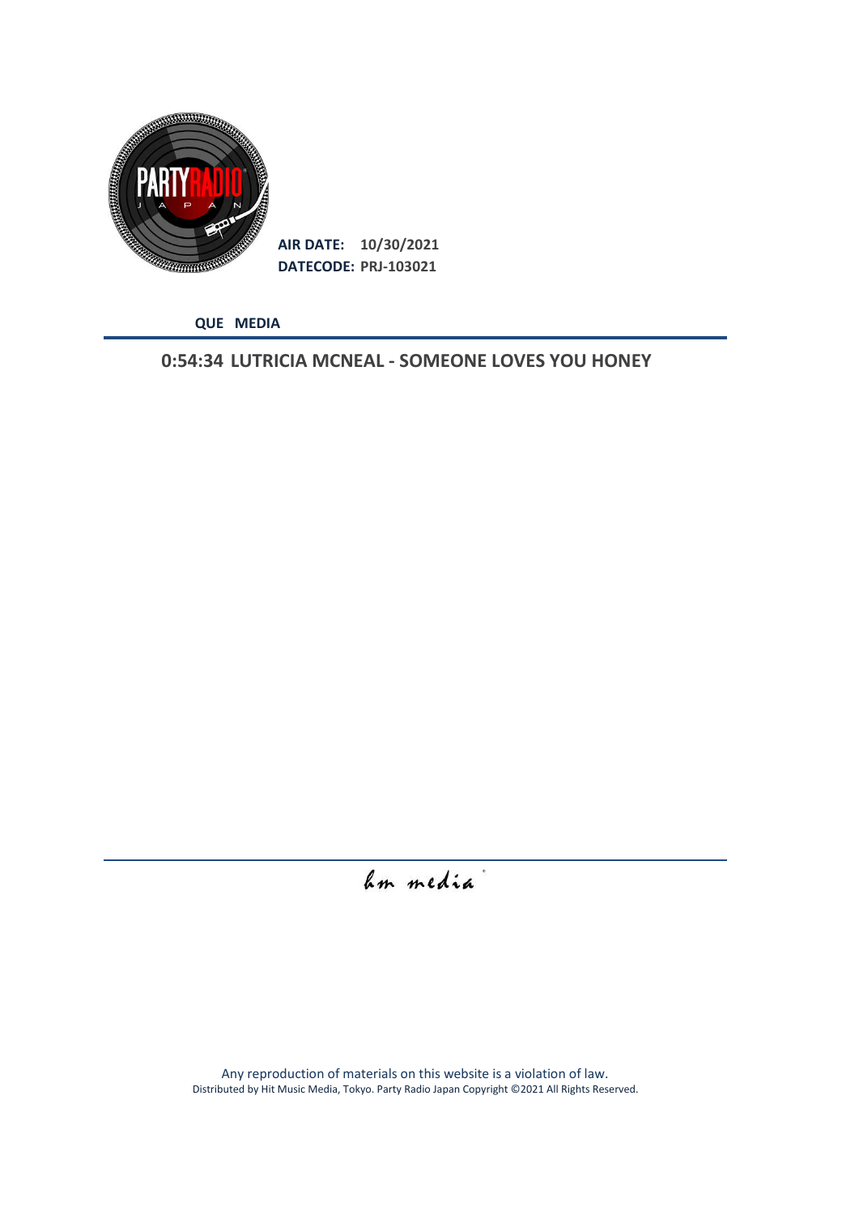**AIR DATE:** 10/30/2021
**DATECODE:** PRJ-103021

| QUE | MEDIA |
| --- | --- |
| 0:54:34 | LUTRICIA MCNEAL - SOMEONE LOVES YOU HONEY |

hm media

Any reproduction of materials on this website is a violation of law.
Distributed by Hit Music Media, Tokyo. Party Radio Japan Copyright ©2021 All Rights Reserved.